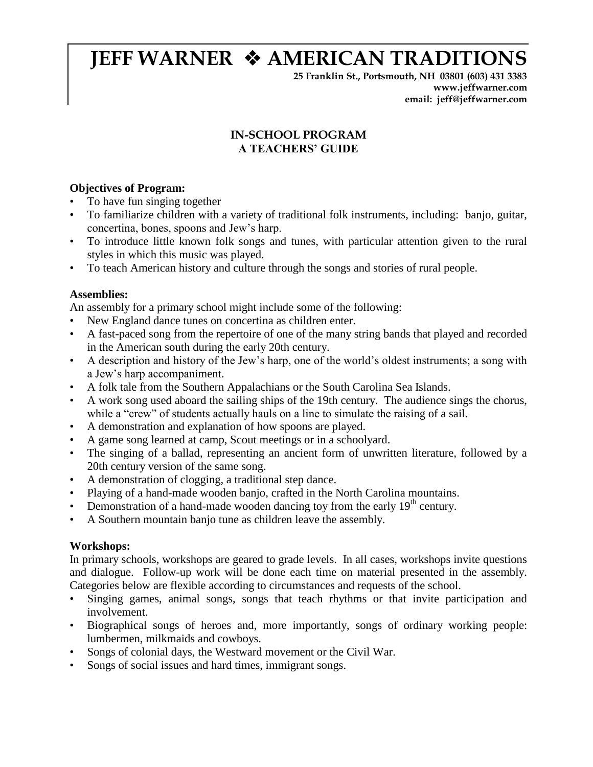# JEFF WARNER ❖ AMERICAN TRADITIONS

**25 Franklin St., Portsmouth, NH 03801 (603) 431 3383**
**www.jeffwarner.com**
**email: jeff@jeffwarner.com**

## IN-SCHOOL PROGRAM
## A TEACHERS' GUIDE

**Objectives of Program:**

- To have fun singing together
- To familiarize children with a variety of traditional folk instruments, including: banjo, guitar, concertina, bones, spoons and Jew's harp.
- To introduce little known folk songs and tunes, with particular attention given to the rural styles in which this music was played.
- To teach American history and culture through the songs and stories of rural people.

**Assemblies:**

An assembly for a primary school might include some of the following:

- New England dance tunes on concertina as children enter.
- A fast-paced song from the repertoire of one of the many string bands that played and recorded in the American south during the early 20th century.
- A description and history of the Jew's harp, one of the world's oldest instruments; a song with a Jew's harp accompaniment.
- A folk tale from the Southern Appalachians or the South Carolina Sea Islands.
- A work song used aboard the sailing ships of the 19th century. The audience sings the chorus, while a "crew" of students actually hauls on a line to simulate the raising of a sail.
- A demonstration and explanation of how spoons are played.
- A game song learned at camp, Scout meetings or in a schoolyard.
- The singing of a ballad, representing an ancient form of unwritten literature, followed by a 20th century version of the same song.
- A demonstration of clogging, a traditional step dance.
- Playing of a hand-made wooden banjo, crafted in the North Carolina mountains.
- Demonstration of a hand-made wooden dancing toy from the early 19th century.
- A Southern mountain banjo tune as children leave the assembly.

**Workshops:**

In primary schools, workshops are geared to grade levels. In all cases, workshops invite questions and dialogue. Follow-up work will be done each time on material presented in the assembly. Categories below are flexible according to circumstances and requests of the school.

- Singing games, animal songs, songs that teach rhythms or that invite participation and involvement.
- Biographical songs of heroes and, more importantly, songs of ordinary working people: lumbermen, milkmaids and cowboys.
- Songs of colonial days, the Westward movement or the Civil War.
- Songs of social issues and hard times, immigrant songs.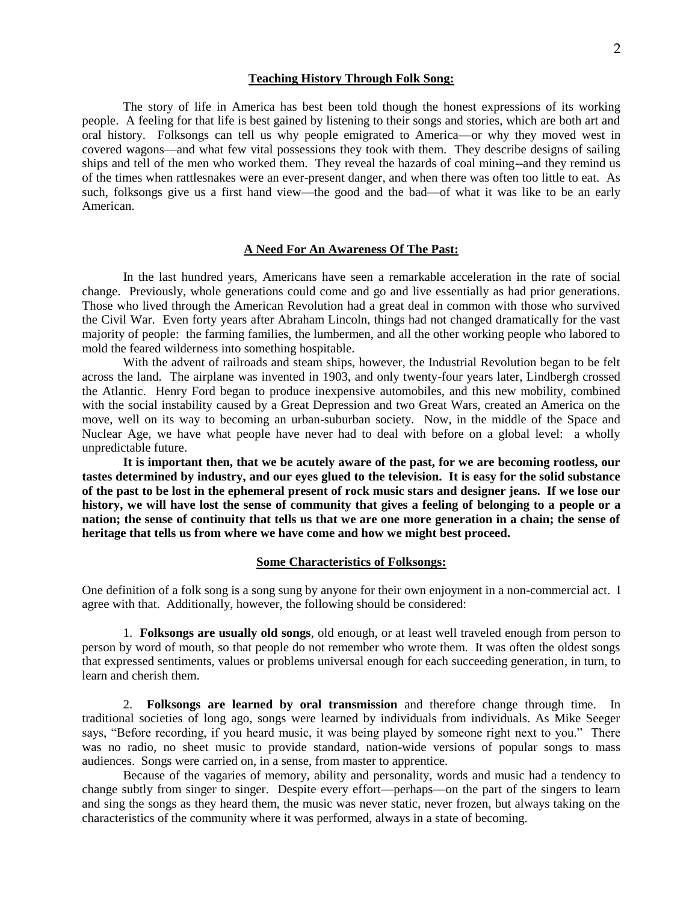## Teaching History Through Folk Song:

The story of life in America has best been told though the honest expressions of its working people. A feeling for that life is best gained by listening to their songs and stories, which are both art and oral history. Folksongs can tell us why people emigrated to America—or why they moved west in covered wagons—and what few vital possessions they took with them. They describe designs of sailing ships and tell of the men who worked them. They reveal the hazards of coal mining--and they remind us of the times when rattlesnakes were an ever-present danger, and when there was often too little to eat. As such, folksongs give us a first hand view—the good and the bad—of what it was like to be an early American.

## A Need For An Awareness Of The Past:

In the last hundred years, Americans have seen a remarkable acceleration in the rate of social change. Previously, whole generations could come and go and live essentially as had prior generations. Those who lived through the American Revolution had a great deal in common with those who survived the Civil War. Even forty years after Abraham Lincoln, things had not changed dramatically for the vast majority of people: the farming families, the lumbermen, and all the other working people who labored to mold the feared wilderness into something hospitable.

With the advent of railroads and steam ships, however, the Industrial Revolution began to be felt across the land. The airplane was invented in 1903, and only twenty-four years later, Lindbergh crossed the Atlantic. Henry Ford began to produce inexpensive automobiles, and this new mobility, combined with the social instability caused by a Great Depression and two Great Wars, created an America on the move, well on its way to becoming an urban-suburban society. Now, in the middle of the Space and Nuclear Age, we have what people have never had to deal with before on a global level: a wholly unpredictable future.

**It is important then, that we be acutely aware of the past, for we are becoming rootless, our tastes determined by industry, and our eyes glued to the television. It is easy for the solid substance of the past to be lost in the ephemeral present of rock music stars and designer jeans. If we lose our history, we will have lost the sense of community that gives a feeling of belonging to a people or a nation; the sense of continuity that tells us that we are one more generation in a chain; the sense of heritage that tells us from where we have come and how we might best proceed.**

## Some Characteristics of Folksongs:

One definition of a folk song is a song sung by anyone for their own enjoyment in a non-commercial act. I agree with that. Additionally, however, the following should be considered:

1. **Folksongs are usually old songs**, old enough, or at least well traveled enough from person to person by word of mouth, so that people do not remember who wrote them. It was often the oldest songs that expressed sentiments, values or problems universal enough for each succeeding generation, in turn, to learn and cherish them.

2. **Folksongs are learned by oral transmission** and therefore change through time. In traditional societies of long ago, songs were learned by individuals from individuals. As Mike Seeger says, "Before recording, if you heard music, it was being played by someone right next to you." There was no radio, no sheet music to provide standard, nation-wide versions of popular songs to mass audiences. Songs were carried on, in a sense, from master to apprentice.

   Because of the vagaries of memory, ability and personality, words and music had a tendency to change subtly from singer to singer. Despite every effort—perhaps—on the part of the singers to learn and sing the songs as they heard them, the music was never static, never frozen, but always taking on the characteristics of the community where it was performed, always in a state of becoming.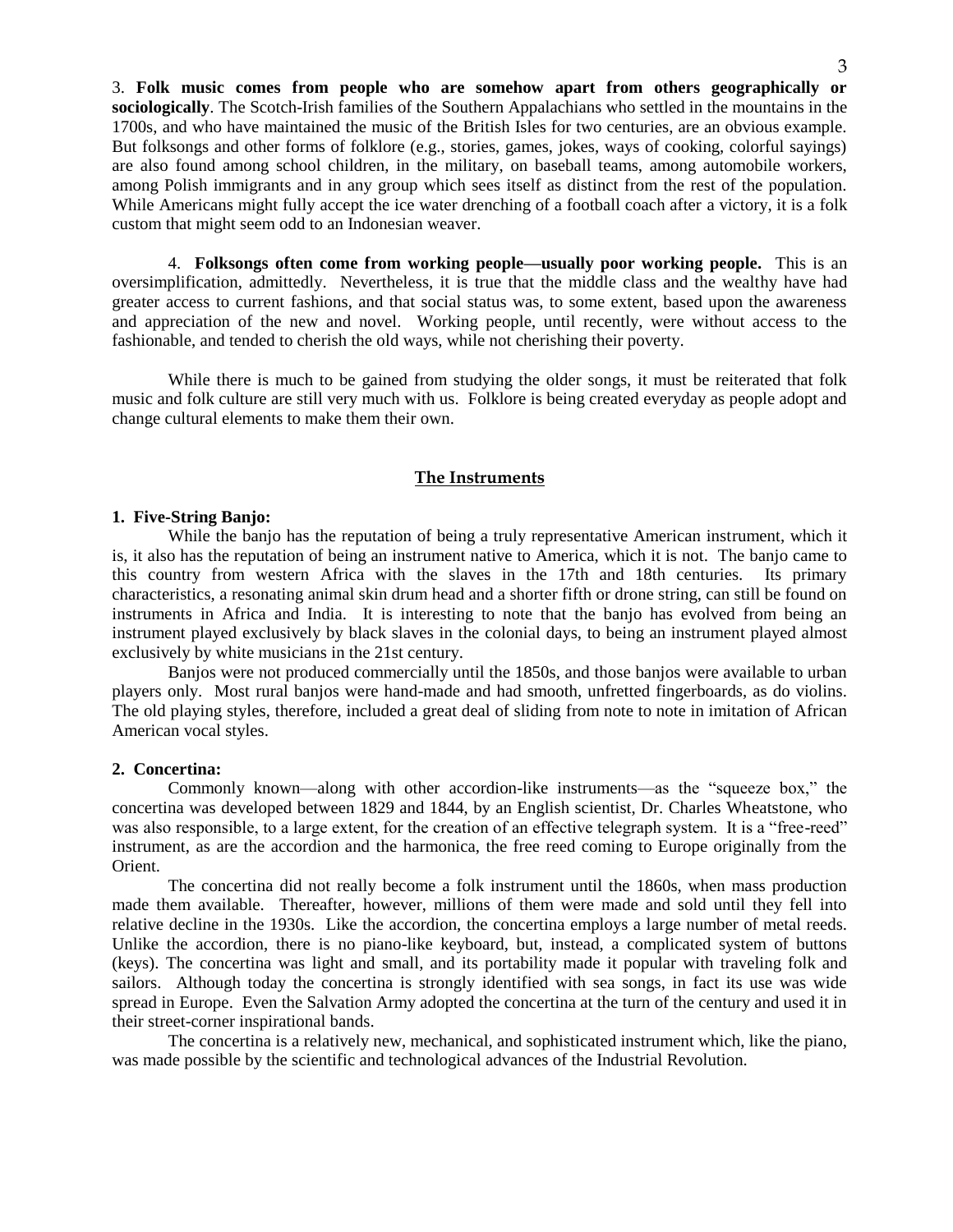3. **Folk music comes from people who are somehow apart from others geographically or sociologically**. The Scotch-Irish families of the Southern Appalachians who settled in the mountains in the 1700s, and who have maintained the music of the British Isles for two centuries, are an obvious example. But folksongs and other forms of folklore (e.g., stories, games, jokes, ways of cooking, colorful sayings) are also found among school children, in the military, on baseball teams, among automobile workers, among Polish immigrants and in any group which sees itself as distinct from the rest of the population. While Americans might fully accept the ice water drenching of a football coach after a victory, it is a folk custom that might seem odd to an Indonesian weaver.

4. **Folksongs often come from working people—usually poor working people.** This is an oversimplification, admittedly. Nevertheless, it is true that the middle class and the wealthy have had greater access to current fashions, and that social status was, to some extent, based upon the awareness and appreciation of the new and novel. Working people, until recently, were without access to the fashionable, and tended to cherish the old ways, while not cherishing their poverty.

While there is much to be gained from studying the older songs, it must be reiterated that folk music and folk culture are still very much with us. Folklore is being created everyday as people adopt and change cultural elements to make them their own.

## The Instruments

**1. Five-String Banjo:**

While the banjo has the reputation of being a truly representative American instrument, which it is, it also has the reputation of being an instrument native to America, which it is not. The banjo came to this country from western Africa with the slaves in the 17th and 18th centuries. Its primary characteristics, a resonating animal skin drum head and a shorter fifth or drone string, can still be found on instruments in Africa and India. It is interesting to note that the banjo has evolved from being an instrument played exclusively by black slaves in the colonial days, to being an instrument played almost exclusively by white musicians in the 21st century.

Banjos were not produced commercially until the 1850s, and those banjos were available to urban players only. Most rural banjos were hand-made and had smooth, unfretted fingerboards, as do violins. The old playing styles, therefore, included a great deal of sliding from note to note in imitation of African American vocal styles.

**2. Concertina:**

Commonly known—along with other accordion-like instruments—as the "squeeze box," the concertina was developed between 1829 and 1844, by an English scientist, Dr. Charles Wheatstone, who was also responsible, to a large extent, for the creation of an effective telegraph system. It is a "free-reed" instrument, as are the accordion and the harmonica, the free reed coming to Europe originally from the Orient.

The concertina did not really become a folk instrument until the 1860s, when mass production made them available. Thereafter, however, millions of them were made and sold until they fell into relative decline in the 1930s. Like the accordion, the concertina employs a large number of metal reeds. Unlike the accordion, there is no piano-like keyboard, but, instead, a complicated system of buttons (keys). The concertina was light and small, and its portability made it popular with traveling folk and sailors. Although today the concertina is strongly identified with sea songs, in fact its use was wide spread in Europe. Even the Salvation Army adopted the concertina at the turn of the century and used it in their street-corner inspirational bands.

The concertina is a relatively new, mechanical, and sophisticated instrument which, like the piano, was made possible by the scientific and technological advances of the Industrial Revolution.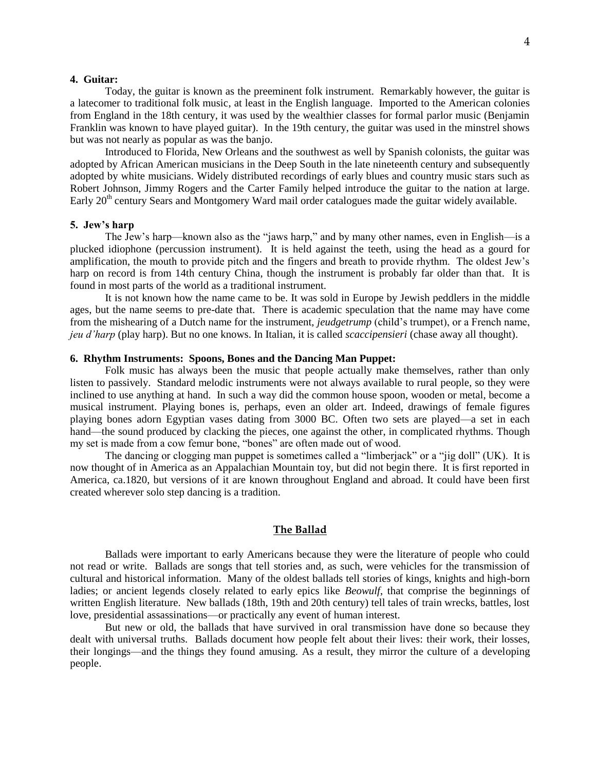#### 4. Guitar:

Today, the guitar is known as the preeminent folk instrument. Remarkably however, the guitar is a latecomer to traditional folk music, at least in the English language. Imported to the American colonies from England in the 18th century, it was used by the wealthier classes for formal parlor music (Benjamin Franklin was known to have played guitar). In the 19th century, the guitar was used in the minstrel shows but was not nearly as popular as was the banjo.

Introduced to Florida, New Orleans and the southwest as well by Spanish colonists, the guitar was adopted by African American musicians in the Deep South in the late nineteenth century and subsequently adopted by white musicians. Widely distributed recordings of early blues and country music stars such as Robert Johnson, Jimmy Rogers and the Carter Family helped introduce the guitar to the nation at large. Early 20th century Sears and Montgomery Ward mail order catalogues made the guitar widely available.

#### 5. Jew's harp

The Jew's harp—known also as the "jaws harp," and by many other names, even in English—is a plucked idiophone (percussion instrument). It is held against the teeth, using the head as a gourd for amplification, the mouth to provide pitch and the fingers and breath to provide rhythm. The oldest Jew's harp on record is from 14th century China, though the instrument is probably far older than that. It is found in most parts of the world as a traditional instrument.

It is not known how the name came to be. It was sold in Europe by Jewish peddlers in the middle ages, but the name seems to pre-date that. There is academic speculation that the name may have come from the mishearing of a Dutch name for the instrument, *jeudgetrump* (child's trumpet), or a French name, *jeu d'harp* (play harp). But no one knows. In Italian, it is called *scaccipensieri* (chase away all thought).

#### 6. Rhythm Instruments: Spoons, Bones and the Dancing Man Puppet:

Folk music has always been the music that people actually make themselves, rather than only listen to passively. Standard melodic instruments were not always available to rural people, so they were inclined to use anything at hand. In such a way did the common house spoon, wooden or metal, become a musical instrument. Playing bones is, perhaps, even an older art. Indeed, drawings of female figures playing bones adorn Egyptian vases dating from 3000 BC. Often two sets are played—a set in each hand—the sound produced by clacking the pieces, one against the other, in complicated rhythms. Though my set is made from a cow femur bone, "bones" are often made out of wood.

The dancing or clogging man puppet is sometimes called a "limberjack" or a "jig doll" (UK). It is now thought of in America as an Appalachian Mountain toy, but did not begin there. It is first reported in America, ca.1820, but versions of it are known throughout England and abroad. It could have been first created wherever solo step dancing is a tradition.

## The Ballad

Ballads were important to early Americans because they were the literature of people who could not read or write. Ballads are songs that tell stories and, as such, were vehicles for the transmission of cultural and historical information. Many of the oldest ballads tell stories of kings, knights and high-born ladies; or ancient legends closely related to early epics like *Beowulf*, that comprise the beginnings of written English literature. New ballads (18th, 19th and 20th century) tell tales of train wrecks, battles, lost love, presidential assassinations—or practically any event of human interest.

But new or old, the ballads that have survived in oral transmission have done so because they dealt with universal truths. Ballads document how people felt about their lives: their work, their losses, their longings—and the things they found amusing. As a result, they mirror the culture of a developing people.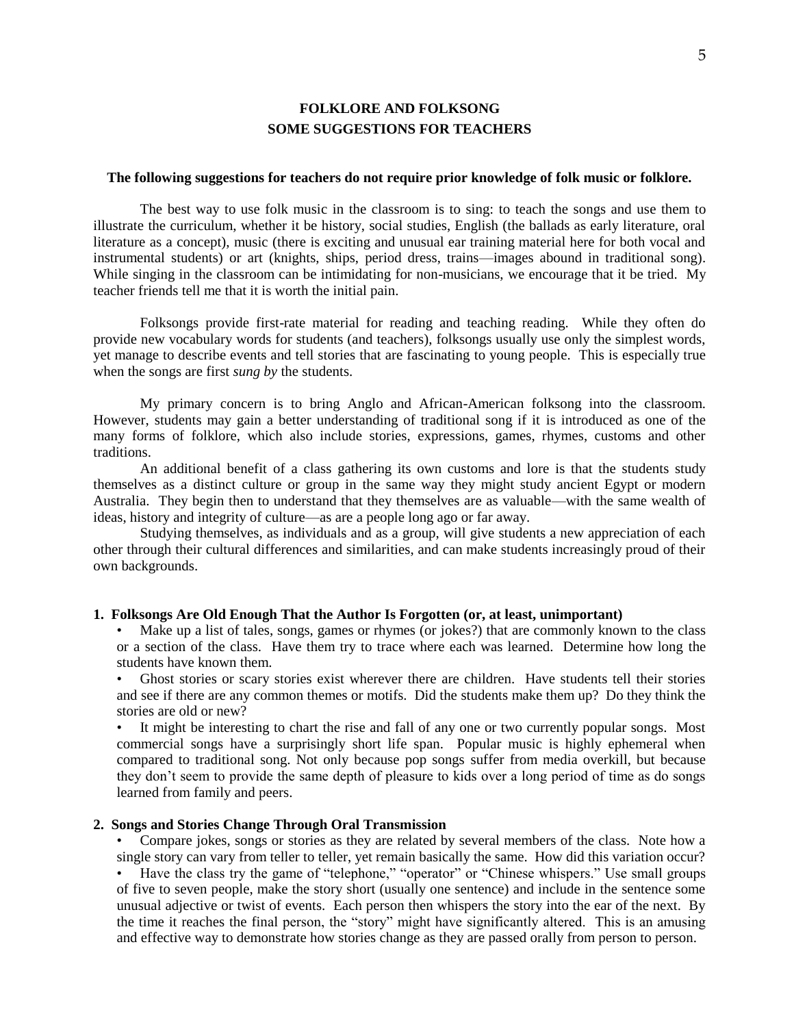## FOLKLORE AND FOLKSONG
## SOME SUGGESTIONS FOR TEACHERS

**The following suggestions for teachers do not require prior knowledge of folk music or folklore.**

The best way to use folk music in the classroom is to sing: to teach the songs and use them to illustrate the curriculum, whether it be history, social studies, English (the ballads as early literature, oral literature as a concept), music (there is exciting and unusual ear training material here for both vocal and instrumental students) or art (knights, ships, period dress, trains—images abound in traditional song). While singing in the classroom can be intimidating for non-musicians, we encourage that it be tried. My teacher friends tell me that it is worth the initial pain.

Folksongs provide first-rate material for reading and teaching reading. While they often do provide new vocabulary words for students (and teachers), folksongs usually use only the simplest words, yet manage to describe events and tell stories that are fascinating to young people. This is especially true when the songs are first *sung by* the students.

My primary concern is to bring Anglo and African-American folksong into the classroom. However, students may gain a better understanding of traditional song if it is introduced as one of the many forms of folklore, which also include stories, expressions, games, rhymes, customs and other traditions.

An additional benefit of a class gathering its own customs and lore is that the students study themselves as a distinct culture or group in the same way they might study ancient Egypt or modern Australia. They begin then to understand that they themselves are as valuable—with the same wealth of ideas, history and integrity of culture—as are a people long ago or far away.

Studying themselves, as individuals and as a group, will give students a new appreciation of each other through their cultural differences and similarities, and can make students increasingly proud of their own backgrounds.

### 1. Folksongs Are Old Enough That the Author Is Forgotten (or, at least, unimportant)

- Make up a list of tales, songs, games or rhymes (or jokes?) that are commonly known to the class or a section of the class. Have them try to trace where each was learned. Determine how long the students have known them.
- Ghost stories or scary stories exist wherever there are children. Have students tell their stories and see if there are any common themes or motifs. Did the students make them up? Do they think the stories are old or new?
- It might be interesting to chart the rise and fall of any one or two currently popular songs. Most commercial songs have a surprisingly short life span. Popular music is highly ephemeral when compared to traditional song. Not only because pop songs suffer from media overkill, but because they don't seem to provide the same depth of pleasure to kids over a long period of time as do songs learned from family and peers.

### 2. Songs and Stories Change Through Oral Transmission

- Compare jokes, songs or stories as they are related by several members of the class. Note how a single story can vary from teller to teller, yet remain basically the same. How did this variation occur?
- Have the class try the game of "telephone," "operator" or "Chinese whispers." Use small groups of five to seven people, make the story short (usually one sentence) and include in the sentence some unusual adjective or twist of events. Each person then whispers the story into the ear of the next. By the time it reaches the final person, the "story" might have significantly altered. This is an amusing and effective way to demonstrate how stories change as they are passed orally from person to person.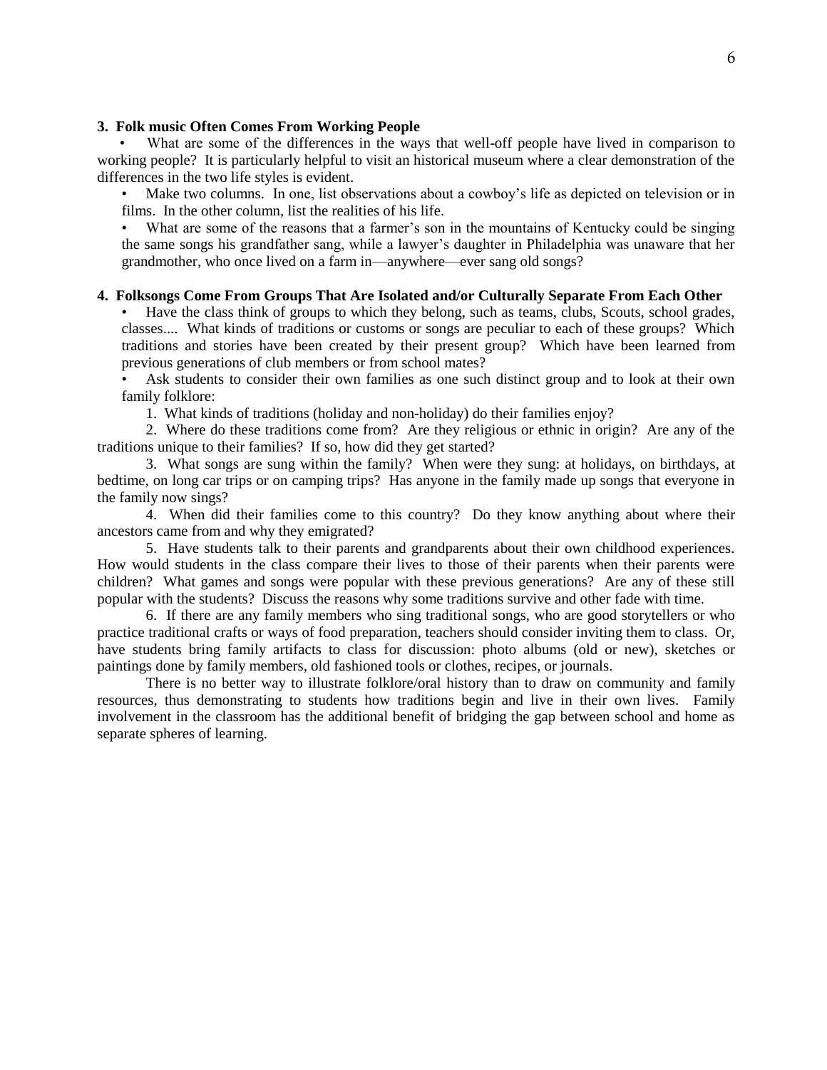**3. Folk music Often Comes From Working People**

- What are some of the differences in the ways that well-off people have lived in comparison to working people? It is particularly helpful to visit an historical museum where a clear demonstration of the differences in the two life styles is evident.
- Make two columns. In one, list observations about a cowboy's life as depicted on television or in films. In the other column, list the realities of his life.
- What are some of the reasons that a farmer's son in the mountains of Kentucky could be singing the same songs his grandfather sang, while a lawyer's daughter in Philadelphia was unaware that her grandmother, who once lived on a farm in—anywhere—ever sang old songs?

**4. Folksongs Come From Groups That Are Isolated and/or Culturally Separate From Each Other**

- Have the class think of groups to which they belong, such as teams, clubs, Scouts, school grades, classes.... What kinds of traditions or customs or songs are peculiar to each of these groups? Which traditions and stories have been created by their present group? Which have been learned from previous generations of club members or from school mates?
- Ask students to consider their own families as one such distinct group and to look at their own family folklore:

1. What kinds of traditions (holiday and non-holiday) do their families enjoy?
2. Where do these traditions come from? Are they religious or ethnic in origin? Are any of the traditions unique to their families? If so, how did they get started?
3. What songs are sung within the family? When were they sung: at holidays, on birthdays, at bedtime, on long car trips or on camping trips? Has anyone in the family made up songs that everyone in the family now sings?
4. When did their families come to this country? Do they know anything about where their ancestors came from and why they emigrated?
5. Have students talk to their parents and grandparents about their own childhood experiences. How would students in the class compare their lives to those of their parents when their parents were children? What games and songs were popular with these previous generations? Are any of these still popular with the students? Discuss the reasons why some traditions survive and other fade with time.
6. If there are any family members who sing traditional songs, who are good storytellers or who practice traditional crafts or ways of food preparation, teachers should consider inviting them to class. Or, have students bring family artifacts to class for discussion: photo albums (old or new), sketches or paintings done by family members, old fashioned tools or clothes, recipes, or journals.

There is no better way to illustrate folklore/oral history than to draw on community and family resources, thus demonstrating to students how traditions begin and live in their own lives. Family involvement in the classroom has the additional benefit of bridging the gap between school and home as separate spheres of learning.